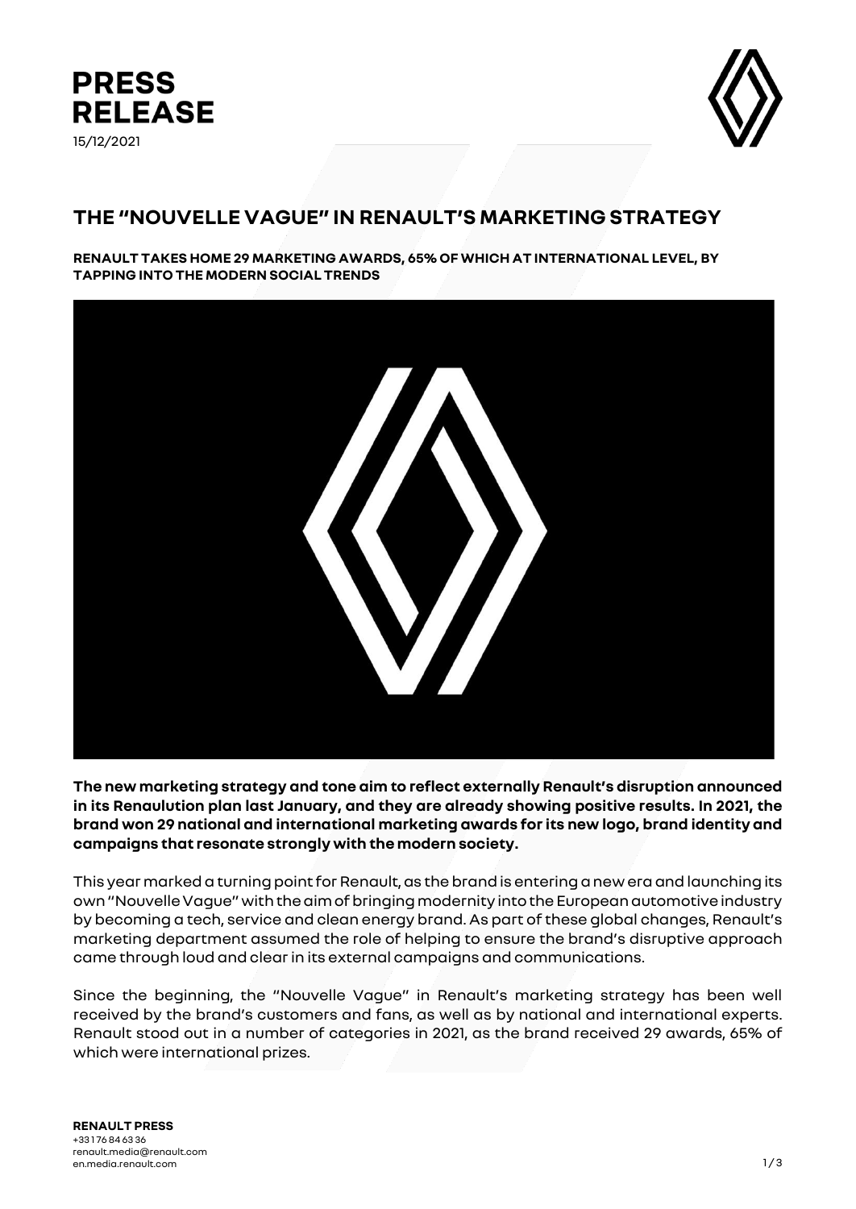# PRESS RELEASE

15/12/2021

## THE "NOUVELLE VAGUE" IN RENAULT'S MARKETING STRATEGY

**RENAULT TAKES HOME 29 MARKETING AWARDS, 65% OF WHICH AT INTERNATIONAL LEVEL, BY TAPPING INTO THE MODERN SOCIAL TRENDS**

**The new marketing strategy and tone aim to reflect externally Renault's disruption announced in its Renaulution plan last January, and they are already showing positive results. In 2021, the brand won 29 national and international marketing awards for its new logo, brand identity and campaigns that resonate strongly with the modern society.**

This year marked a turning point for Renault, as the brand is entering a new era and launching its own "Nouvelle Vague" with the aim of bringing modernity into the European automotive industry by becoming a tech, service and clean energy brand. As part of these global changes, Renault's marketing department assumed the role of helping to ensure the brand's disruptive approach came through loud and clear in its external campaigns and communications.

Since the beginning, the "Nouvelle Vague" in Renault's marketing strategy has been well received by the brand's customers and fans, as well as by national and international experts. Renault stood out in a number of categories in 2021, as the brand received 29 awards, 65% of which were international prizes.

**RENAULT PRESS**
+33 1 76 84 63 36
renault.media@renault.com
en.media.renault.com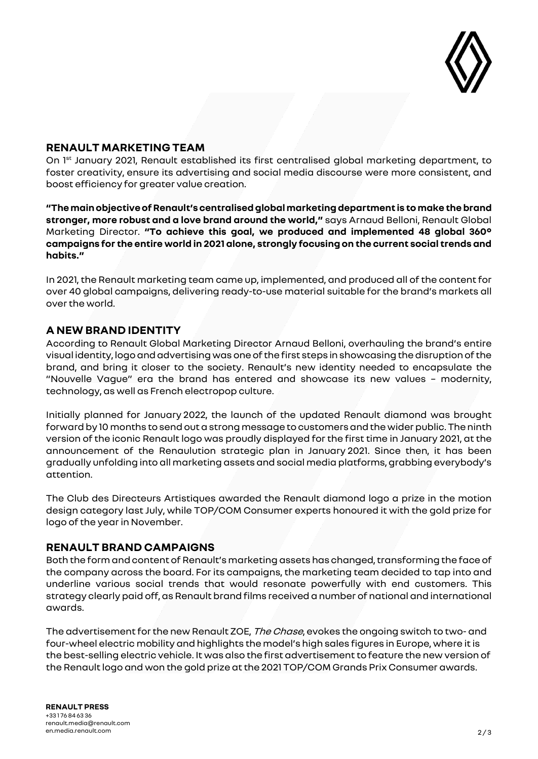## RENAULT MARKETING TEAM

On 1st January 2021, Renault established its first centralised global marketing department, to foster creativity, ensure its advertising and social media discourse were more consistent, and boost efficiency for greater value creation.

**"The main objective of Renault's centralised global marketing department is to make the brand stronger, more robust and a love brand around the world,"** says Arnaud Belloni, Renault Global Marketing Director. **"To achieve this goal, we produced and implemented 48 global 360° campaigns for the entire world in 2021 alone, strongly focusing on the current social trends and habits."**

In 2021, the Renault marketing team came up, implemented, and produced all of the content for over 40 global campaigns, delivering ready-to-use material suitable for the brand's markets all over the world.

## A NEW BRAND IDENTITY

According to Renault Global Marketing Director Arnaud Belloni, overhauling the brand's entire visual identity, logo and advertising was one of the first steps in showcasing the disruption of the brand, and bring it closer to the society. Renault's new identity needed to encapsulate the "Nouvelle Vague" era the brand has entered and showcase its new values – modernity, technology, as well as French electropop culture.

Initially planned for January 2022, the launch of the updated Renault diamond was brought forward by 10 months to send out a strong message to customers and the wider public. The ninth version of the iconic Renault logo was proudly displayed for the first time in January 2021, at the announcement of the Renaulution strategic plan in January 2021. Since then, it has been gradually unfolding into all marketing assets and social media platforms, grabbing everybody's attention.

The Club des Directeurs Artistiques awarded the Renault diamond logo a prize in the motion design category last July, while TOP/COM Consumer experts honoured it with the gold prize for logo of the year in November.

## RENAULT BRAND CAMPAIGNS

Both the form and content of Renault's marketing assets has changed, transforming the face of the company across the board. For its campaigns, the marketing team decided to tap into and underline various social trends that would resonate powerfully with end customers. This strategy clearly paid off, as Renault brand films received a number of national and international awards.

The advertisement for the new Renault ZOE, *The Chase*, evokes the ongoing switch to two- and four-wheel electric mobility and highlights the model's high sales figures in Europe, where it is the best-selling electric vehicle. It was also the first advertisement to feature the new version of the Renault logo and won the gold prize at the 2021 TOP/COM Grands Prix Consumer awards.

**RENAULT PRESS**
+33 1 76 84 63 36
renault.media@renault.com
en.media.renault.com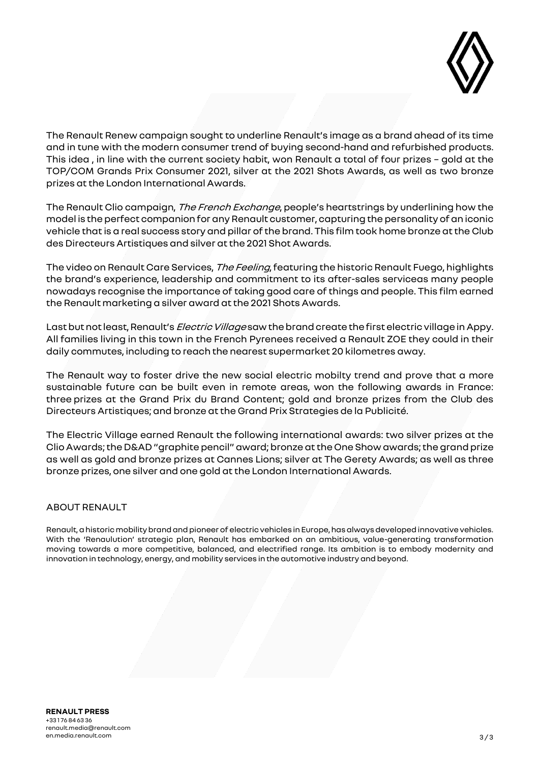The Renault Renew campaign sought to underline Renault's image as a brand ahead of its time and in tune with the modern consumer trend of buying second-hand and refurbished products. This idea , in line with the current society habit, won Renault a total of four prizes – gold at the TOP/COM Grands Prix Consumer 2021, silver at the 2021 Shots Awards, as well as two bronze prizes at the London International Awards.

The Renault Clio campaign, *The French Exchange*, people's heartstrings by underlining how the model is the perfect companion for any Renault customer, capturing the personality of an iconic vehicle that is a real success story and pillar of the brand. This film took home bronze at the Club des Directeurs Artistiques and silver at the 2021 Shot Awards.

The video on Renault Care Services, *The Feeling*, featuring the historic Renault Fuego, highlights the brand's experience, leadership and commitment to its after-sales serviceas many people nowadays recognise the importance of taking good care of things and people. This film earned the Renault marketing a silver award at the 2021 Shots Awards.

Last but not least, Renault's *Electric Village* saw the brand create the first electric village in Appy. All families living in this town in the French Pyrenees received a Renault ZOE they could in their daily commutes, including to reach the nearest supermarket 20 kilometres away.

The Renault way to foster drive the new social electric mobilty trend and prove that a more sustainable future can be built even in remote areas, won the following awards in France: three prizes at the Grand Prix du Brand Content; gold and bronze prizes from the Club des Directeurs Artistiques; and bronze at the Grand Prix Strategies de la Publicité.

The Electric Village earned Renault the following international awards: two silver prizes at the Clio Awards; the D&AD "graphite pencil" award; bronze at the One Show awards; the grand prize as well as gold and bronze prizes at Cannes Lions; silver at The Gerety Awards; as well as three bronze prizes, one silver and one gold at the London International Awards.

## ABOUT RENAULT

Renault, a historic mobility brand and pioneer of electric vehicles in Europe, has always developed innovative vehicles. With the 'Renaulution' strategic plan, Renault has embarked on an ambitious, value-generating transformation moving towards a more competitive, balanced, and electrified range. Its ambition is to embody modernity and innovation in technology, energy, and mobility services in the automotive industry and beyond.

**RENAULT PRESS**
+33 1 76 84 63 36
renault.media@renault.com
en.media.renault.com